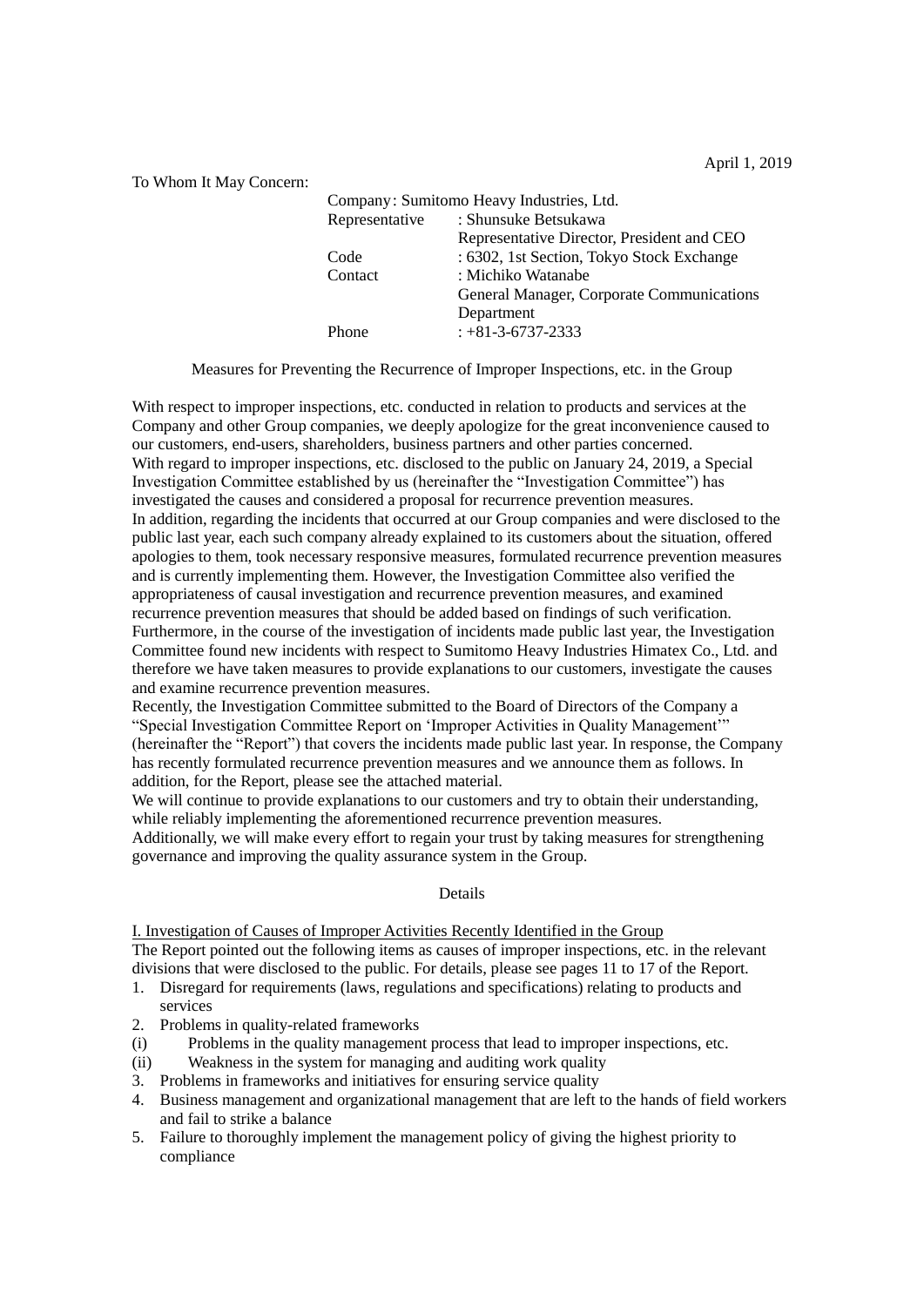April 1, 2019

To Whom It May Concern:

| | |
|---|---|
| Company: Sumitomo Heavy Industries, Ltd. | |
| Representative | : Shunsuke Betsukawa<br>Representative Director, President and CEO |
| Code | : 6302, 1st Section, Tokyo Stock Exchange |
| Contact | : Michiko Watanabe<br>General Manager, Corporate Communications Department |
| Phone | : +81-3-6737-2333 |

Measures for Preventing the Recurrence of Improper Inspections, etc. in the Group

With respect to improper inspections, etc. conducted in relation to products and services at the Company and other Group companies, we deeply apologize for the great inconvenience caused to our customers, end-users, shareholders, business partners and other parties concerned.
With regard to improper inspections, etc. disclosed to the public on January 24, 2019, a Special Investigation Committee established by us (hereinafter the "Investigation Committee") has investigated the causes and considered a proposal for recurrence prevention measures.
In addition, regarding the incidents that occurred at our Group companies and were disclosed to the public last year, each such company already explained to its customers about the situation, offered apologies to them, took necessary responsive measures, formulated recurrence prevention measures and is currently implementing them. However, the Investigation Committee also verified the appropriateness of causal investigation and recurrence prevention measures, and examined recurrence prevention measures that should be added based on findings of such verification.
Furthermore, in the course of the investigation of incidents made public last year, the Investigation Committee found new incidents with respect to Sumitomo Heavy Industries Himatex Co., Ltd. and therefore we have taken measures to provide explanations to our customers, investigate the causes and examine recurrence prevention measures.
Recently, the Investigation Committee submitted to the Board of Directors of the Company a "Special Investigation Committee Report on 'Improper Activities in Quality Management'" (hereinafter the "Report") that covers the incidents made public last year. In response, the Company has recently formulated recurrence prevention measures and we announce them as follows. In addition, for the Report, please see the attached material.
We will continue to provide explanations to our customers and try to obtain their understanding, while reliably implementing the aforementioned recurrence prevention measures.
Additionally, we will make every effort to regain your trust by taking measures for strengthening governance and improving the quality assurance system in the Group.

Details

I. Investigation of Causes of Improper Activities Recently Identified in the Group

The Report pointed out the following items as causes of improper inspections, etc. in the relevant divisions that were disclosed to the public. For details, please see pages 11 to 17 of the Report.

1. Disregard for requirements (laws, regulations and specifications) relating to products and services
2. Problems in quality-related frameworks
   (i) Problems in the quality management process that lead to improper inspections, etc.
   (ii) Weakness in the system for managing and auditing work quality
3. Problems in frameworks and initiatives for ensuring service quality
4. Business management and organizational management that are left to the hands of field workers and fail to strike a balance
5. Failure to thoroughly implement the management policy of giving the highest priority to compliance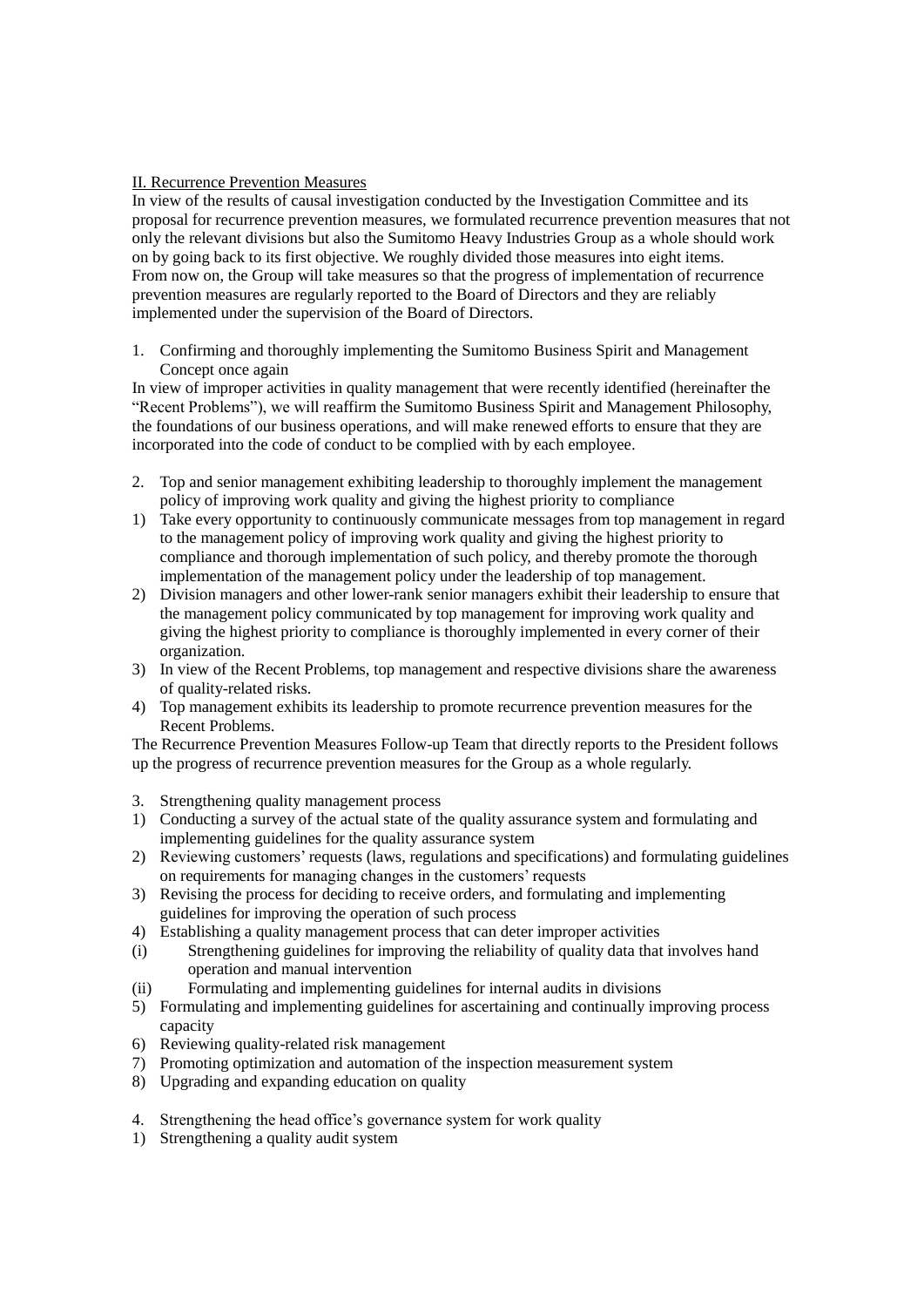II. Recurrence Prevention Measures

In view of the results of causal investigation conducted by the Investigation Committee and its proposal for recurrence prevention measures, we formulated recurrence prevention measures that not only the relevant divisions but also the Sumitomo Heavy Industries Group as a whole should work on by going back to its first objective. We roughly divided those measures into eight items.
From now on, the Group will take measures so that the progress of implementation of recurrence prevention measures are regularly reported to the Board of Directors and they are reliably implemented under the supervision of the Board of Directors.

1. Confirming and thoroughly implementing the Sumitomo Business Spirit and Management Concept once again

In view of improper activities in quality management that were recently identified (hereinafter the "Recent Problems"), we will reaffirm the Sumitomo Business Spirit and Management Philosophy, the foundations of our business operations, and will make renewed efforts to ensure that they are incorporated into the code of conduct to be complied with by each employee.

2. Top and senior management exhibiting leadership to thoroughly implement the management policy of improving work quality and giving the highest priority to compliance

1) Take every opportunity to continuously communicate messages from top management in regard to the management policy of improving work quality and giving the highest priority to compliance and thorough implementation of such policy, and thereby promote the thorough implementation of the management policy under the leadership of top management.
2) Division managers and other lower-rank senior managers exhibit their leadership to ensure that the management policy communicated by top management for improving work quality and giving the highest priority to compliance is thoroughly implemented in every corner of their organization.
3) In view of the Recent Problems, top management and respective divisions share the awareness of quality-related risks.
4) Top management exhibits its leadership to promote recurrence prevention measures for the Recent Problems.

The Recurrence Prevention Measures Follow-up Team that directly reports to the President follows up the progress of recurrence prevention measures for the Group as a whole regularly.

3. Strengthening quality management process

1) Conducting a survey of the actual state of the quality assurance system and formulating and implementing guidelines for the quality assurance system
2) Reviewing customers' requests (laws, regulations and specifications) and formulating guidelines on requirements for managing changes in the customers' requests
3) Revising the process for deciding to receive orders, and formulating and implementing guidelines for improving the operation of such process
4) Establishing a quality management process that can deter improper activities
   (i) Strengthening guidelines for improving the reliability of quality data that involves hand operation and manual intervention
   (ii) Formulating and implementing guidelines for internal audits in divisions
5) Formulating and implementing guidelines for ascertaining and continually improving process capacity
6) Reviewing quality-related risk management
7) Promoting optimization and automation of the inspection measurement system
8) Upgrading and expanding education on quality

4. Strengthening the head office's governance system for work quality

1) Strengthening a quality audit system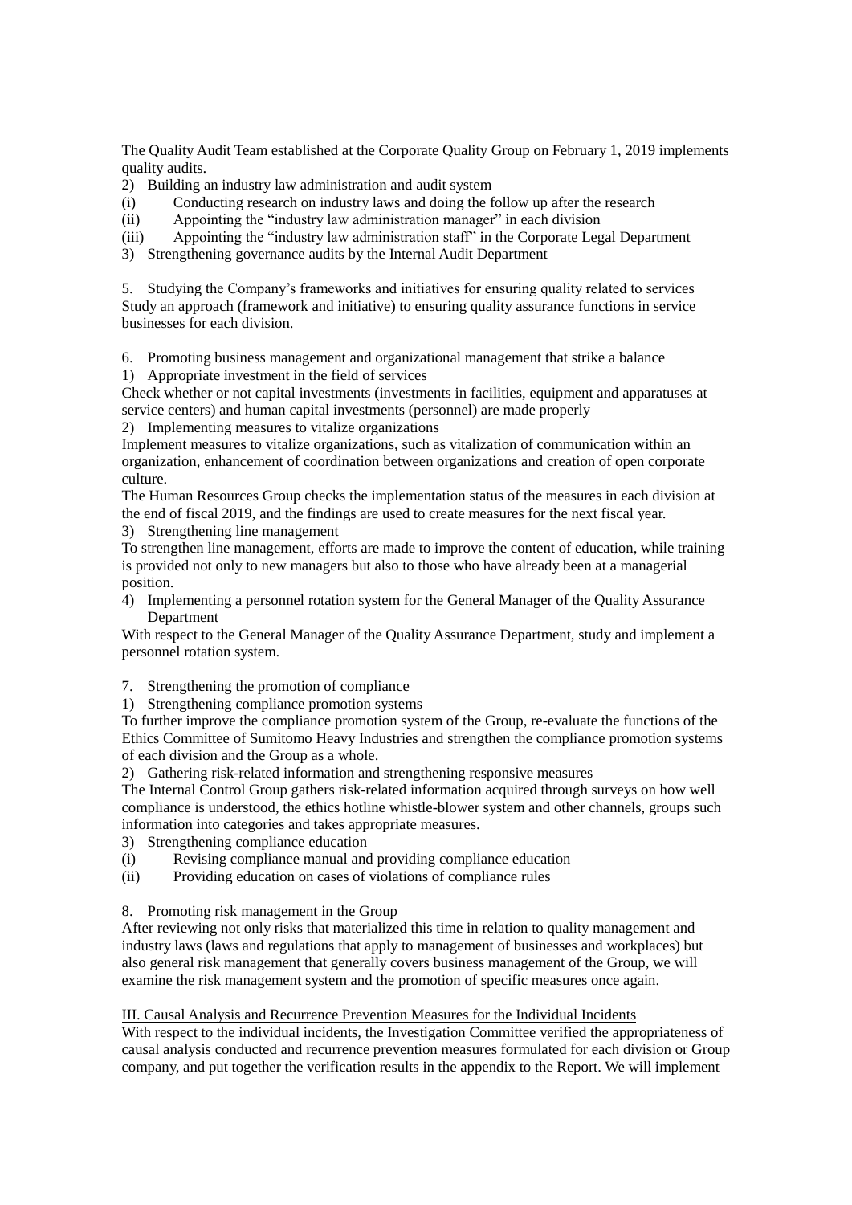The Quality Audit Team established at the Corporate Quality Group on February 1, 2019 implements quality audits.

2) Building an industry law administration and audit system

(i) Conducting research on industry laws and doing the follow up after the research

(ii) Appointing the "industry law administration manager" in each division

(iii) Appointing the "industry law administration staff" in the Corporate Legal Department

3) Strengthening governance audits by the Internal Audit Department

5. Studying the Company's frameworks and initiatives for ensuring quality related to services

Study an approach (framework and initiative) to ensuring quality assurance functions in service businesses for each division.

6. Promoting business management and organizational management that strike a balance

1) Appropriate investment in the field of services

Check whether or not capital investments (investments in facilities, equipment and apparatuses at service centers) and human capital investments (personnel) are made properly

2) Implementing measures to vitalize organizations

Implement measures to vitalize organizations, such as vitalization of communication within an organization, enhancement of coordination between organizations and creation of open corporate culture.

The Human Resources Group checks the implementation status of the measures in each division at the end of fiscal 2019, and the findings are used to create measures for the next fiscal year.

3) Strengthening line management

To strengthen line management, efforts are made to improve the content of education, while training is provided not only to new managers but also to those who have already been at a managerial position.

4) Implementing a personnel rotation system for the General Manager of the Quality Assurance Department

With respect to the General Manager of the Quality Assurance Department, study and implement a personnel rotation system.

7. Strengthening the promotion of compliance

1) Strengthening compliance promotion systems

To further improve the compliance promotion system of the Group, re-evaluate the functions of the Ethics Committee of Sumitomo Heavy Industries and strengthen the compliance promotion systems of each division and the Group as a whole.

2) Gathering risk-related information and strengthening responsive measures

The Internal Control Group gathers risk-related information acquired through surveys on how well compliance is understood, the ethics hotline whistle-blower system and other channels, groups such information into categories and takes appropriate measures.

3) Strengthening compliance education

(i) Revising compliance manual and providing compliance education

(ii) Providing education on cases of violations of compliance rules

8. Promoting risk management in the Group

After reviewing not only risks that materialized this time in relation to quality management and industry laws (laws and regulations that apply to management of businesses and workplaces) but also general risk management that generally covers business management of the Group, we will examine the risk management system and the promotion of specific measures once again.

III. Causal Analysis and Recurrence Prevention Measures for the Individual Incidents

With respect to the individual incidents, the Investigation Committee verified the appropriateness of causal analysis conducted and recurrence prevention measures formulated for each division or Group company, and put together the verification results in the appendix to the Report. We will implement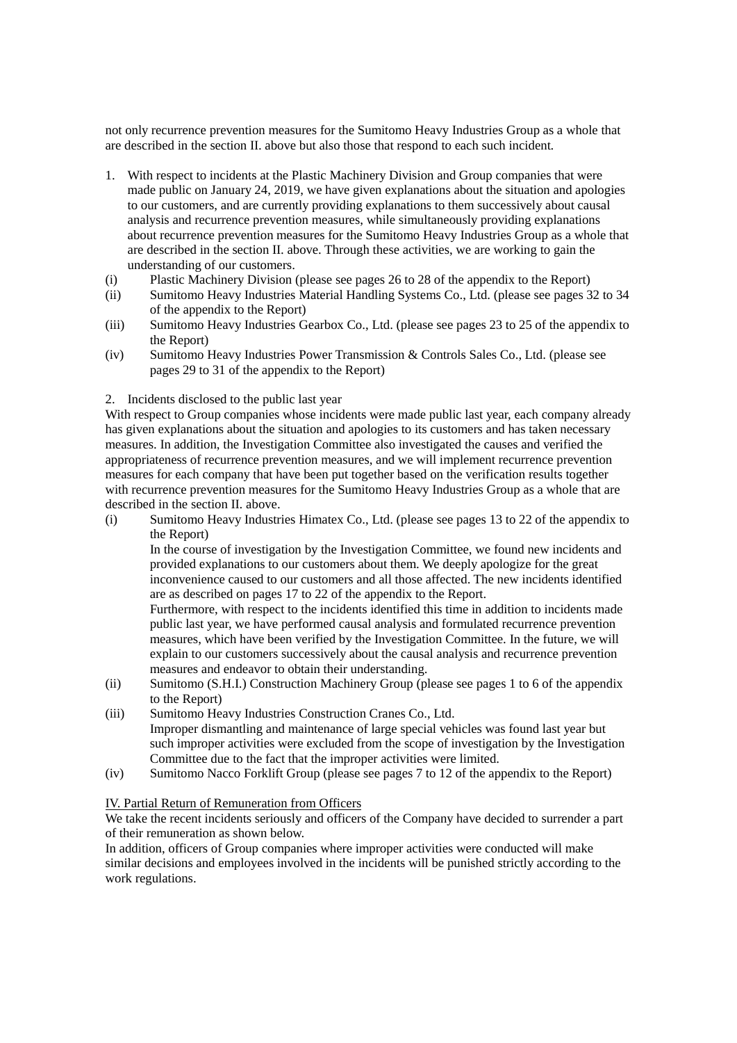not only recurrence prevention measures for the Sumitomo Heavy Industries Group as a whole that are described in the section II. above but also those that respond to each such incident.

1. With respect to incidents at the Plastic Machinery Division and Group companies that were made public on January 24, 2019, we have given explanations about the situation and apologies to our customers, and are currently providing explanations to them successively about causal analysis and recurrence prevention measures, while simultaneously providing explanations about recurrence prevention measures for the Sumitomo Heavy Industries Group as a whole that are described in the section II. above. Through these activities, we are working to gain the understanding of our customers.

(i) Plastic Machinery Division (please see pages 26 to 28 of the appendix to the Report)

(ii) Sumitomo Heavy Industries Material Handling Systems Co., Ltd. (please see pages 32 to 34 of the appendix to the Report)

(iii) Sumitomo Heavy Industries Gearbox Co., Ltd. (please see pages 23 to 25 of the appendix to the Report)

(iv) Sumitomo Heavy Industries Power Transmission & Controls Sales Co., Ltd. (please see pages 29 to 31 of the appendix to the Report)

2. Incidents disclosed to the public last year

With respect to Group companies whose incidents were made public last year, each company already has given explanations about the situation and apologies to its customers and has taken necessary measures. In addition, the Investigation Committee also investigated the causes and verified the appropriateness of recurrence prevention measures, and we will implement recurrence prevention measures for each company that have been put together based on the verification results together with recurrence prevention measures for the Sumitomo Heavy Industries Group as a whole that are described in the section II. above.

(i) Sumitomo Heavy Industries Himatex Co., Ltd. (please see pages 13 to 22 of the appendix to the Report)

In the course of investigation by the Investigation Committee, we found new incidents and provided explanations to our customers about them. We deeply apologize for the great inconvenience caused to our customers and all those affected. The new incidents identified are as described on pages 17 to 22 of the appendix to the Report.

Furthermore, with respect to the incidents identified this time in addition to incidents made public last year, we have performed causal analysis and formulated recurrence prevention measures, which have been verified by the Investigation Committee. In the future, we will explain to our customers successively about the causal analysis and recurrence prevention measures and endeavor to obtain their understanding.

(ii) Sumitomo (S.H.I.) Construction Machinery Group (please see pages 1 to 6 of the appendix to the Report)

(iii) Sumitomo Heavy Industries Construction Cranes Co., Ltd.

Improper dismantling and maintenance of large special vehicles was found last year but such improper activities were excluded from the scope of investigation by the Investigation Committee due to the fact that the improper activities were limited.

(iv) Sumitomo Nacco Forklift Group (please see pages 7 to 12 of the appendix to the Report)

## IV. Partial Return of Remuneration from Officers

We take the recent incidents seriously and officers of the Company have decided to surrender a part of their remuneration as shown below.

In addition, officers of Group companies where improper activities were conducted will make similar decisions and employees involved in the incidents will be punished strictly according to the work regulations.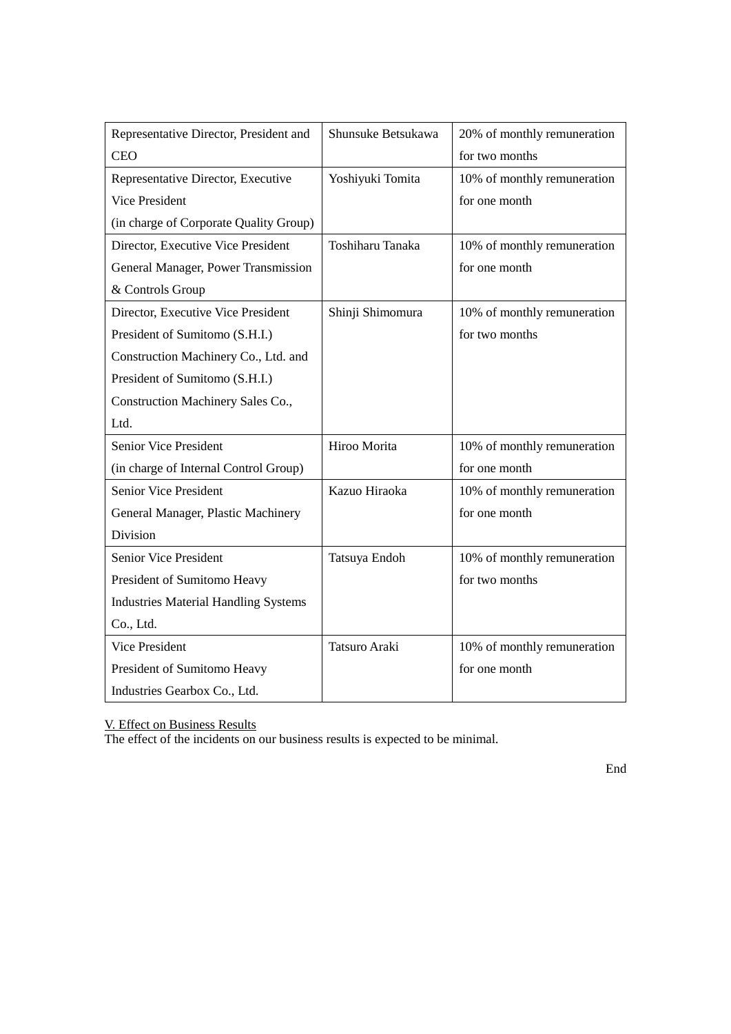| | | |
|---|---|---|
| Representative Director, President and CEO | Shunsuke Betsukawa | 20% of monthly remuneration for two months |
| Representative Director, Executive Vice President (in charge of Corporate Quality Group) | Yoshiyuki Tomita | 10% of monthly remuneration for one month |
| Director, Executive Vice President General Manager, Power Transmission & Controls Group | Toshiharu Tanaka | 10% of monthly remuneration for one month |
| Director, Executive Vice President President of Sumitomo (S.H.I.) Construction Machinery Co., Ltd. and President of Sumitomo (S.H.I.) Construction Machinery Sales Co., Ltd. | Shinji Shimomura | 10% of monthly remuneration for two months |
| Senior Vice President (in charge of Internal Control Group) | Hiroo Morita | 10% of monthly remuneration for one month |
| Senior Vice President General Manager, Plastic Machinery Division | Kazuo Hiraoka | 10% of monthly remuneration for one month |
| Senior Vice President President of Sumitomo Heavy Industries Material Handling Systems Co., Ltd. | Tatsuya Endoh | 10% of monthly remuneration for two months |
| Vice President President of Sumitomo Heavy Industries Gearbox Co., Ltd. | Tatsuro Araki | 10% of monthly remuneration for one month |

V. Effect on Business Results

The effect of the incidents on our business results is expected to be minimal.

End